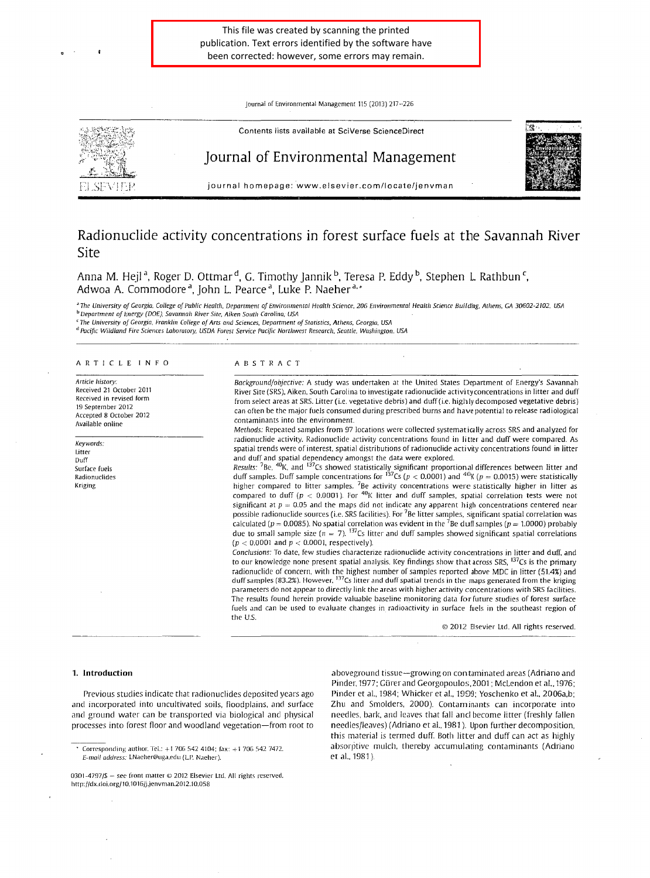This file was created by scanning the printed publication. Text errors identified by the software have been corrected: however, some errors may remain.

Contents lists available at SciVerse ScienceDirect

Journal of Environmental Management

journal homepage: www.elsevier.com/locate/jenvman

# Radionuclide activity concentrations in forest surface fuels at the Savannah River Site

Anna M. Hejl[a], Roger D. Ottmar[d], G. Timothy Jannik[b], Teresa P. Eddy[b], Stephen L. Rathbun[c], Adwoa A. Commodore[a], John L. Pearce[a], Luke P. Naeher[a,*]

[a] The University of Georgia, College of Public Health, Department of Environmental Health Science, 206 Environmental Health Science Building, Athens, GA 30602-2102, USA
[b] Department of Energy (DOE), Savannah River Site, Aiken South Carolina, USA
[c] The University of Georgia, Franklin College of Arts and Sciences, Department of Statistics, Athens, Georgia, USA
[d] Pacific Wildland Fire Sciences Laboratory, USDA Forest Service Pacific Northwest Research, Seattle, Washington, USA

## ARTICLE INFO

*Article history:*
Received 21 October 2011
Received in revised form 19 September 2012
Accepted 8 October 2012
Available online

*Keywords:*
Litter
Duff
Surface fuels
Radionuclides
Kriging

## ABSTRACT

*Background/objective:* A study was undertaken at the United States Department of Energy's Savannah River Site (SRS), Aiken, South Carolina to investigate radionuclide activity concentrations in litter and duff from select areas at SRS. Litter (i.e. vegetative debris) and duff (i.e. highly decomposed vegetative debris) can often be the major fuels consumed during prescribed burns and have potential to release radiological contaminants into the environment.

*Methods:* Repeated samples from 97 locations were collected systematically across SRS and analyzed for radionuclide activity. Radionuclide activity concentrations found in litter and duff were compared. As spatial trends were of interest, spatial distributions of radionuclide activity concentrations found in litter and duff and spatial dependency amongst the data were explored.

*Results:* $^{7}$Be, $^{40}$K, and $^{137}$Cs showed statistically significant proportional differences between litter and duff samples. Duff sample concentrations for $^{137}$Cs ($p < 0.0001$) and $^{40}$K ($p = 0.0015$) were statistically higher compared to litter samples. $^{7}$Be activity concentrations were statistically higher in litter as compared to duff ($p < 0.0001$). For $^{40}$K litter and duff samples, spatial correlation tests were not significant at $p = 0.05$ and the maps did not indicate any apparent high concentrations centered near possible radionuclide sources (i.e. SRS facilities). For $^{7}$Be litter samples, significant spatial correlation was calculated ($p = 0.0085$). No spatial correlation was evident in the $^{7}$Be duff samples ($p = 1.0000$) probably due to small sample size ($n = 7$). $^{137}$Cs litter and duff samples showed significant spatial correlations ($p < 0.0001$ and $p < 0.0001$, respectively).

*Conclusions:* To date, few studies characterize radionuclide activity concentrations in litter and duff, and to our knowledge none present spatial analysis. Key findings show that across SRS, $^{137}$Cs is the primary radionuclide of concern, with the highest number of samples reported above MDC in litter (51.4%) and duff samples (83.2%). However, $^{137}$Cs litter and duff spatial trends in the maps generated from the kriging parameters do not appear to directly link the areas with higher activity concentrations with SRS facilities. The results found herein provide valuable baseline monitoring data for future studies of forest surface fuels and can be used to evaluate changes in radioactivity in surface fuels in the southeast region of the U.S.

© 2012 Elsevier Ltd. All rights reserved.

## 1. Introduction

Previous studies indicate that radionuclides deposited years ago and incorporated into uncultivated soils, floodplains, and surface and ground water can be transported via biological and physical processes into forest floor and woodland vegetation—from root to aboveground tissue—growing on contaminated areas (Adriano and Pinder, 1977; Gürer and Georgopoulos, 2001; McLendon et al., 1976; Pinder et al., 1984; Whicker et al., 1999; Yoschenko et al., 2006a,b; Zhu and Smolders, 2000). Contaminants can incorporate into needles, bark, and leaves that fall and become litter (freshly fallen needles/leaves) (Adriano et al., 1981). Upon further decomposition, this material is termed duff. Both litter and duff can act as highly absorptive mulch, thereby accumulating contaminants (Adriano et al., 1981).

* Corresponding author. Tel.: +1 706 542 4104; fax: +1 706 542 7472.
*E-mail address:* LNaeher@uga.edu (L.P. Naeher).

0301-4797/$ – see front matter © 2012 Elsevier Ltd. All rights reserved.
http://dx.doi.org/10.1016/j.jenvman.2012.10.058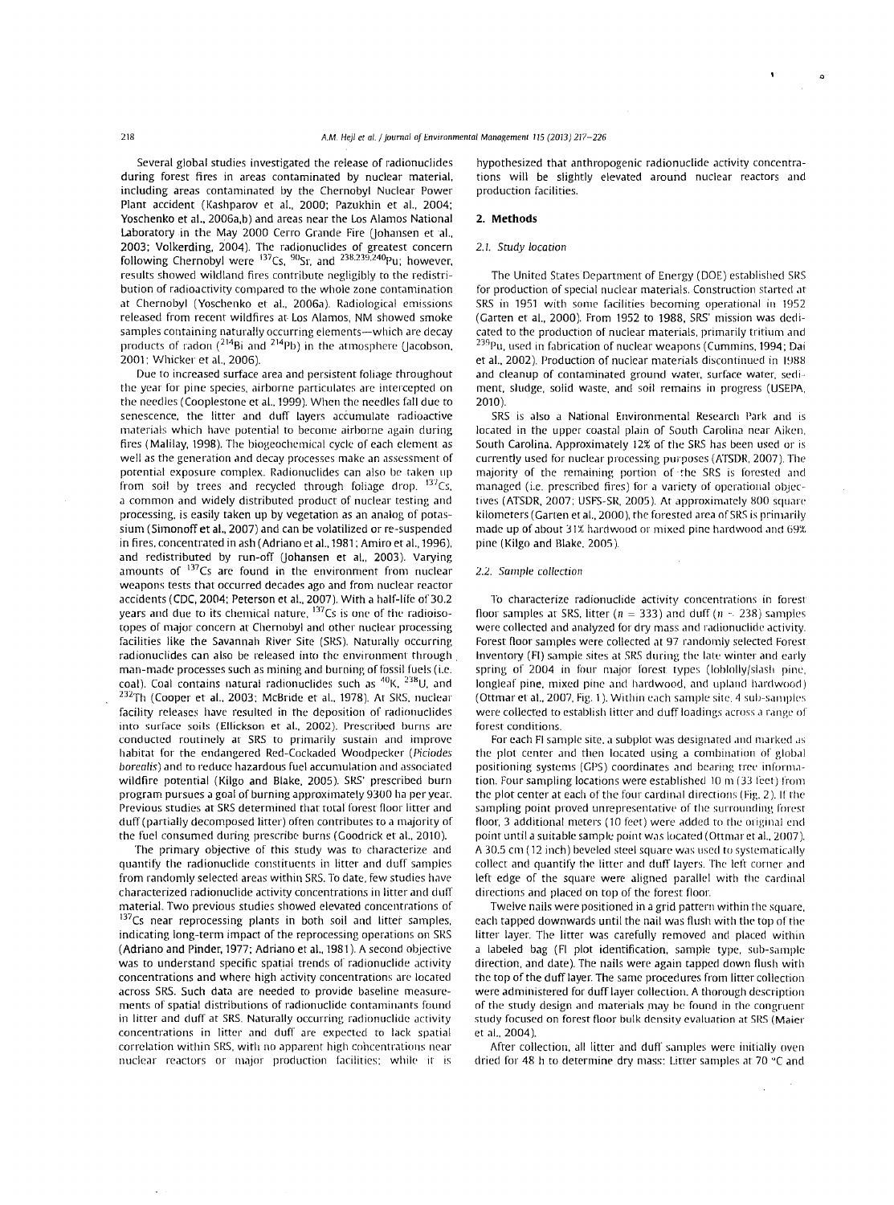Several global studies investigated the release of radionuclides during forest fires in areas contaminated by nuclear material, including areas contaminated by the Chernobyl Nuclear Power Plant accident (Kashparov et al., 2000; Pazukhin et al., 2004; Yoschenko et al., 2006a,b) and areas near the Los Alamos National Laboratory in the May 2000 Cerro Grande Fire (Johansen et al., 2003; Volkerding, 2004). The radionuclides of greatest concern following Chernobyl were $^{137}$Cs, $^{90}$Sr, and $^{238,239,240}$Pu; however, results showed wildland fires contribute negligibly to the redistribution of radioactivity compared to the whole zone contamination at Chernobyl (Yoschenko et al., 2006a). Radiological emissions released from recent wildfires at Los Alamos, NM showed smoke samples containing naturally occurring elements—which are decay products of radon ($^{214}$Bi and $^{214}$Pb) in the atmosphere (Jacobson, 2001; Whicker et al., 2006).

Due to increased surface area and persistent foliage throughout the year for pine species, airborne particulates are intercepted on the needles (Cooplestone et al., 1999). When the needles fall due to senescence, the litter and duff layers accumulate radioactive materials which have potential to become airborne again during fires (Malilay, 1998). The biogeochemical cycle of each element as well as the generation and decay processes make an assessment of potential exposure complex. Radionuclides can also be taken up from soil by trees and recycled through foliage drop. $^{137}$Cs, a common and widely distributed product of nuclear testing and processing, is easily taken up by vegetation as an analog of potassium (Simonoff et al., 2007) and can be volatilized or re-suspended in fires, concentrated in ash (Adriano et al., 1981; Amiro et al., 1996), and redistributed by run-off (Johansen et al., 2003). Varying amounts of $^{137}$Cs are found in the environment from nuclear weapons tests that occurred decades ago and from nuclear reactor accidents (CDC, 2004; Peterson et al., 2007). With a half-life of 30.2 years and due to its chemical nature, $^{137}$Cs is one of the radioisotopes of major concern at Chernobyl and other nuclear processing facilities like the Savannah River Site (SRS). Naturally occurring radionuclides can also be released into the environment through man-made processes such as mining and burning of fossil fuels (i.e. coal). Coal contains natural radionuclides such as $^{40}$K, $^{238}$U, and $^{232}$Th (Cooper et al., 2003; McBride et al., 1978). At SRS, nuclear facility releases have resulted in the deposition of radionuclides into surface soils (Ellickson et al., 2002). Prescribed burns are conducted routinely at SRS to primarily sustain and improve habitat for the endangered Red-Cockaded Woodpecker (*Piciodes borealis*) and to reduce hazardous fuel accumulation and associated wildfire potential (Kilgo and Blake, 2005). SRS' prescribed burn program pursues a goal of burning approximately 9300 ha per year. Previous studies at SRS determined that total forest floor litter and duff (partially decomposed litter) often contributes to a majority of the fuel consumed during prescribe burns (Goodrick et al., 2010).

The primary objective of this study was to characterize and quantify the radionuclide constituents in litter and duff samples from randomly selected areas within SRS. To date, few studies have characterized radionuclide activity concentrations in litter and duff material. Two previous studies showed elevated concentrations of $^{137}$Cs near reprocessing plants in both soil and litter samples, indicating long-term impact of the reprocessing operations on SRS (Adriano and Pinder, 1977; Adriano et al., 1981). A second objective was to understand specific spatial trends of radionuclide activity concentrations and where high activity concentrations are located across SRS. Such data are needed to provide baseline measurements of spatial distributions of radionuclide contaminants found in litter and duff at SRS. Naturally occurring radionuclide activity concentrations in litter and duff are expected to lack spatial correlation within SRS, with no apparent high concentrations near nuclear reactors or major production facilities; while it is hypothesized that anthropogenic radionuclide activity concentrations will be slightly elevated around nuclear reactors and production facilities.

## 2. Methods

### 2.1. Study location

The United States Department of Energy (DOE) established SRS for production of special nuclear materials. Construction started at SRS in 1951 with some facilities becoming operational in 1952 (Garten et al., 2000). From 1952 to 1988, SRS' mission was dedicated to the production of nuclear materials, primarily tritium and $^{239}$Pu, used in fabrication of nuclear weapons (Cummins, 1994; Dai et al., 2002). Production of nuclear materials discontinued in 1988 and cleanup of contaminated ground water, surface water, sediment, sludge, solid waste, and soil remains in progress (USEPA, 2010).

SRS is also a National Environmental Research Park and is located in the upper coastal plain of South Carolina near Aiken, South Carolina. Approximately 12% of the SRS has been used or is currently used for nuclear processing purposes (ATSDR, 2007). The majority of the remaining portion of the SRS is forested and managed (i.e. prescribed fires) for a variety of operational objectives (ATSDR, 2007; USFS-SR, 2005). At approximately 800 square kilometers (Garten et al., 2000), the forested area of SRS is primarily made up of about 31% hardwood or mixed pine hardwood and 69% pine (Kilgo and Blake, 2005).

### 2.2. Sample collection

To characterize radionuclide activity concentrations in forest floor samples at SRS, litter ($n = 333$) and duff ($n = 238$) samples were collected and analyzed for dry mass and radionuclide activity. Forest floor samples were collected at 97 randomly selected Forest Inventory (FI) sample sites at SRS during the late winter and early spring of 2004 in four major forest types (loblolly/slash pine, longleaf pine, mixed pine and hardwood, and upland hardwood) (Ottmar et al., 2007, Fig. 1). Within each sample site, 4 sub-samples were collected to establish litter and duff loadings across a range of forest conditions.

For each FI sample site, a subplot was designated and marked as the plot center and then located using a combination of global positioning systems (GPS) coordinates and bearing tree information. Four sampling locations were established 10 m (33 feet) from the plot center at each of the four cardinal directions (Fig. 2). If the sampling point proved unrepresentative of the surrounding forest floor, 3 additional meters (10 feet) were added to the original end point until a suitable sample point was located (Ottmar et al., 2007). A 30.5 cm (12 inch) beveled steel square was used to systematically collect and quantify the litter and duff layers. The left corner and left edge of the square were aligned parallel with the cardinal directions and placed on top of the forest floor.

Twelve nails were positioned in a grid pattern within the square, each tapped downwards until the nail was flush with the top of the litter layer. The litter was carefully removed and placed within a labeled bag (FI plot identification, sample type, sub-sample direction, and date). The nails were again tapped down flush with the top of the duff layer. The same procedures from litter collection were administered for duff layer collection. A thorough description of the study design and materials may be found in the congruent study focused on forest floor bulk density evaluation at SRS (Maier et al., 2004).

After collection, all litter and duff samples were initially oven dried for 48 h to determine dry mass: Litter samples at 70 °C and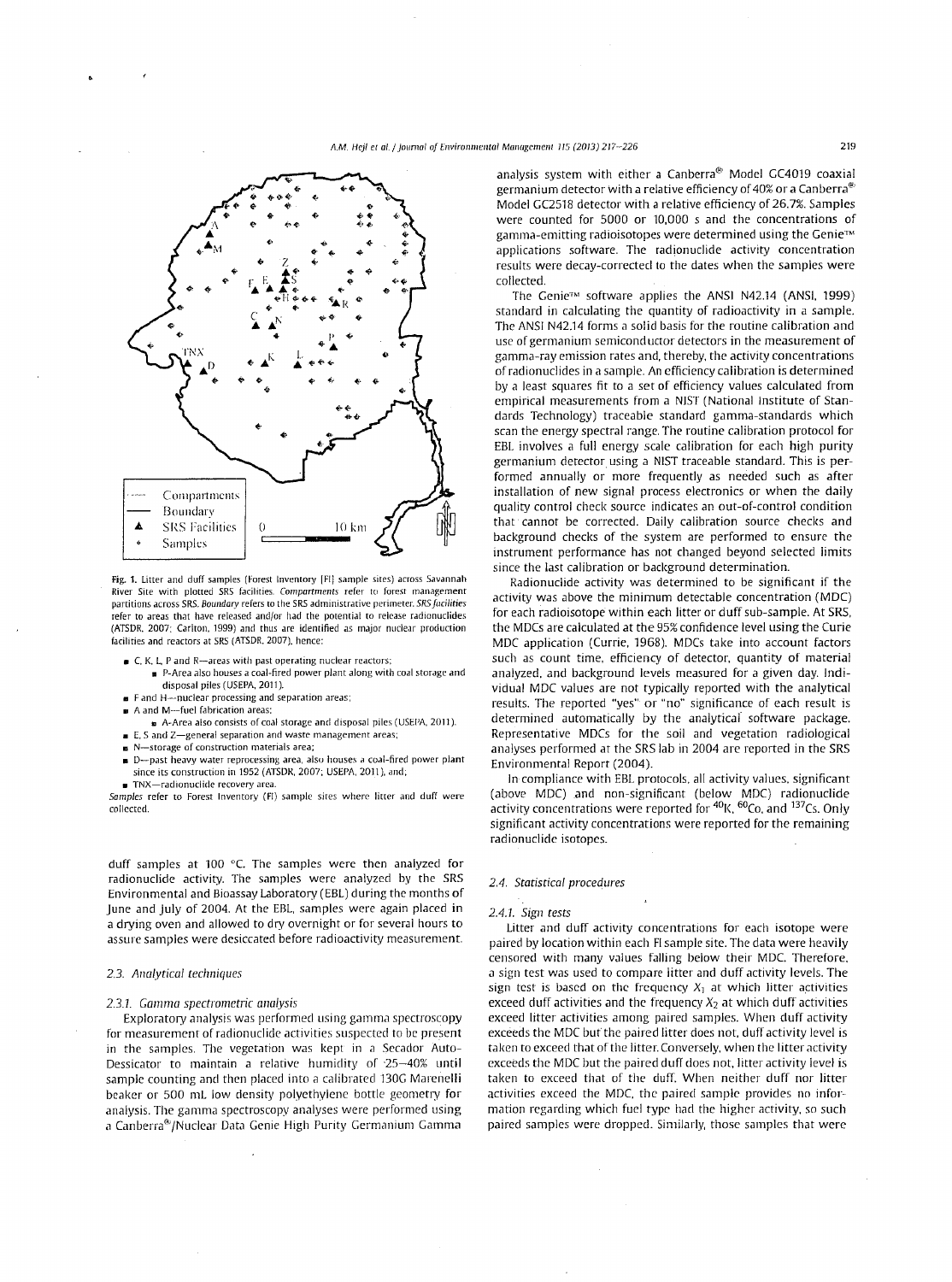Fig. 1. Litter and duff samples (Forest Inventory (FI) sample sites) across Savannah River Site with plotted SRS facilities. *Compartments* refer to forest management partitions across SRS. *Boundary* refers to the SRS administrative perimeter. *SRS facilities* refer to areas that have released and/or had the potential to release radionuclides (ATSDR, 2007; Carlton, 1999) and thus are identified as major nuclear production facilities and reactors at SRS (ATSDR, 2007), hence:

- C, K, L, P and R—areas with past operating nuclear reactors;
  - P-Area also houses a coal-fired power plant along with coal storage and disposal piles (USEPA, 2011).
- F and H—nuclear processing and separation areas;
- A and M—fuel fabrication areas;
  - A-Area also consists of coal storage and disposal piles (USEPA, 2011).
- E, S and Z—general separation and waste management areas;
- N—storage of construction materials area;
- D—past heavy water reprocessing area, also houses a coal-fired power plant since its construction in 1952 (ATSDR, 2007; USEPA, 2011), and;
- TNX—radionuclide recovery area.

*Samples* refer to Forest Inventory (FI) sample sites where litter and duff were collected.

duff samples at 100 °C. The samples were then analyzed for radionuclide activity. The samples were analyzed by the SRS Environmental and Bioassay Laboratory (EBL) during the months of June and July of 2004. At the EBL, samples were again placed in a drying oven and allowed to dry overnight or for several hours to assure samples were desiccated before radioactivity measurement.

### 2.3. Analytical techniques

#### 2.3.1. Gamma spectrometric analysis

Exploratory analysis was performed using gamma spectroscopy for measurement of radionuclide activities suspected to be present in the samples. The vegetation was kept in a Secador Auto-Dessicator to maintain a relative humidity of 25–40% until sample counting and then placed into a calibrated 130G Marenelli beaker or 500 mL low density polyethylene bottle geometry for analysis. The gamma spectroscopy analyses were performed using a Canberra®/Nuclear Data Genie High Purity Germanium Gamma analysis system with either a Canberra® Model GC4019 coaxial germanium detector with a relative efficiency of 40% or a Canberra® Model GC2518 detector with a relative efficiency of 26.7%. Samples were counted for 5000 or 10,000 s and the concentrations of gamma-emitting radioisotopes were determined using the Genie™ applications software. The radionuclide activity concentration results were decay-corrected to the dates when the samples were collected.

The Genie™ software applies the ANSI N42.14 (ANSI, 1999) standard in calculating the quantity of radioactivity in a sample. The ANSI N42.14 forms a solid basis for the routine calibration and use of germanium semiconductor detectors in the measurement of gamma-ray emission rates and, thereby, the activity concentrations of radionuclides in a sample. An efficiency calibration is determined by a least squares fit to a set of efficiency values calculated from empirical measurements from a NIST (National Institute of Standards Technology) traceable standard gamma-standards which scan the energy spectral range. The routine calibration protocol for EBL involves a full energy scale calibration for each high purity germanium detector using a NIST traceable standard. This is performed annually or more frequently as needed such as after installation of new signal process electronics or when the daily quality control check source indicates an out-of-control condition that cannot be corrected. Daily calibration source checks and background checks of the system are performed to ensure the instrument performance has not changed beyond selected limits since the last calibration or background determination.

Radionuclide activity was determined to be significant if the activity was above the minimum detectable concentration (MDC) for each radioisotope within each litter or duff sub-sample. At SRS, the MDCs are calculated at the 95% confidence level using the Curie MDC application (Currie, 1968). MDCs take into account factors such as count time, efficiency of detector, quantity of material analyzed, and background levels measured for a given day. Individual MDC values are not typically reported with the analytical results. The reported "yes" or "no" significance of each result is determined automatically by the analytical software package. Representative MDCs for the soil and vegetation radiological analyses performed at the SRS lab in 2004 are reported in the SRS Environmental Report (2004).

In compliance with EBL protocols, all activity values, significant (above MDC) and non-significant (below MDC) radionuclide activity concentrations were reported for $^{40}K$, $^{60}Co$, and $^{137}Cs$. Only significant activity concentrations were reported for the remaining radionuclide isotopes.

### 2.4. Statistical procedures

#### 2.4.1. Sign tests

Litter and duff activity concentrations for each isotope were paired by location within each FI sample site. The data were heavily censored with many values falling below their MDC. Therefore, a sign test was used to compare litter and duff activity levels. The sign test is based on the frequency $X_1$ at which litter activities exceed duff activities and the frequency $X_2$ at which duff activities exceed litter activities among paired samples. When duff activity exceeds the MDC but the paired litter does not, duff activity level is taken to exceed that of the litter. Conversely, when the litter activity exceeds the MDC but the paired duff does not, litter activity level is taken to exceed that of the duff. When neither duff nor litter activities exceed the MDC, the paired sample provides no information regarding which fuel type had the higher activity, so such paired samples were dropped. Similarly, those samples that were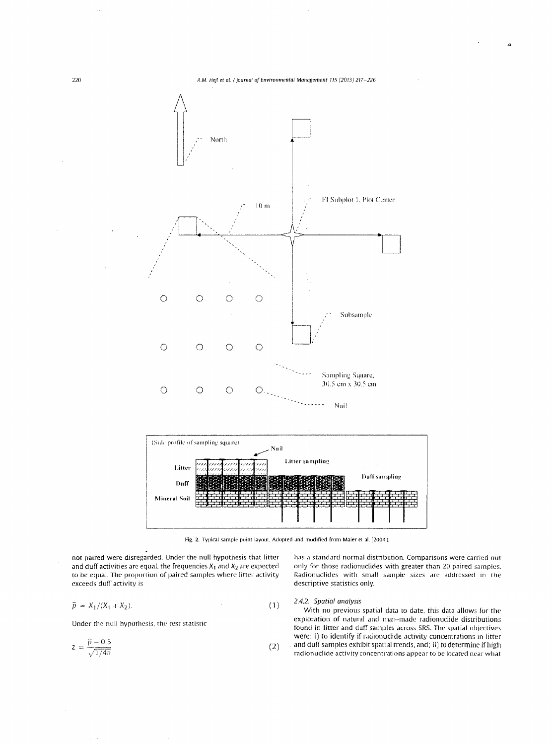Fig. 2. Typical sample point layout. Adopted and modified from Maier et al. (2004).

not paired were disregarded. Under the null hypothesis that litter and duff activities are equal, the frequencies $X_1$ and $X_2$ are expected to be equal. The proportion of paired samples where litter activity exceeds duff activity is

$$\hat{p} = X_1/(X_1 + X_2). \tag{1}$$

Under the null hypothesis, the test statistic

$$z = \frac{\hat{p} - 0.5}{\sqrt{1/4n}} \tag{2}$$

has a standard normal distribution. Comparisons were carried out only for those radionuclides with greater than 20 paired samples. Radionuclides with small sample sizes are addressed in the descriptive statistics only.

#### 2.4.2. Spatial analysis

With no previous spatial data to date, this data allows for the exploration of natural and man-made radionuclide distributions found in litter and duff samples across SRS. The spatial objectives were: i) to identify if radionuclide activity concentrations in litter and duff samples exhibit spatial trends, and; ii) to determine if high radionuclide activity concentrations appear to be located near what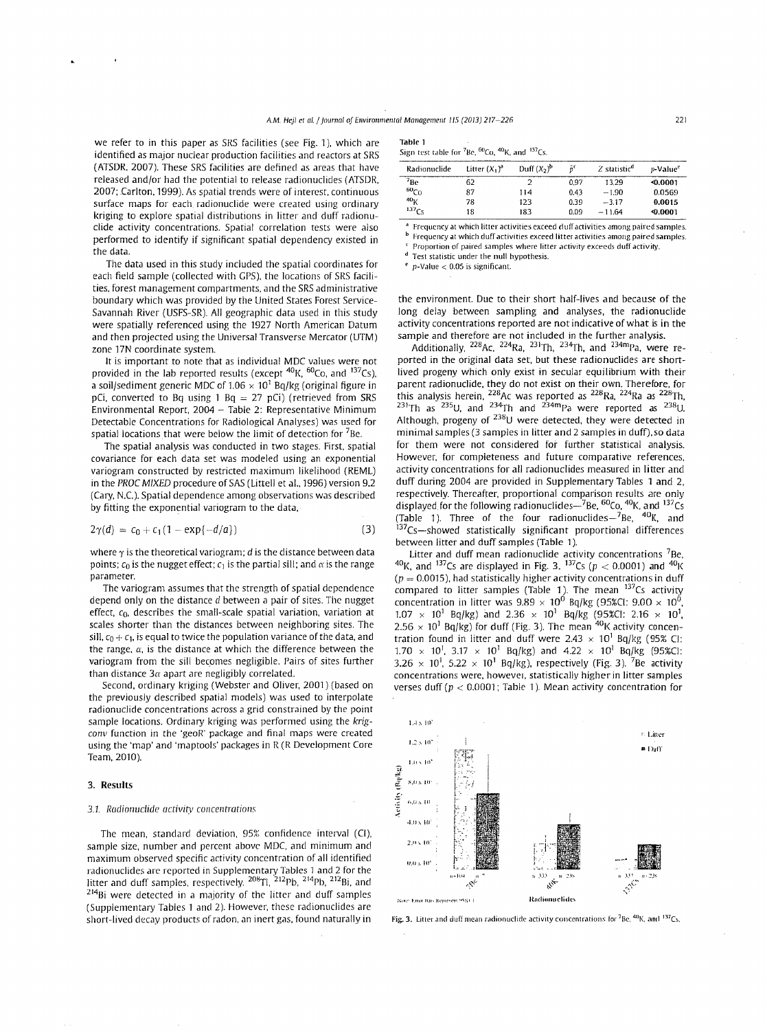we refer to in this paper as SRS facilities (see Fig. 1), which are identified as major nuclear production facilities and reactors at SRS (ATSDR, 2007). These SRS facilities are defined as areas that have released and/or had the potential to release radionuclides (ATSDR, 2007; Carlton, 1999). As spatial trends were of interest, continuous surface maps for each radionuclide were created using ordinary kriging to explore spatial distributions in litter and duff radionuclide activity concentrations. Spatial correlation tests were also performed to identify if significant spatial dependency existed in the data.

The data used in this study included the spatial coordinates for each field sample (collected with GPS), the locations of SRS facilities, forest management compartments, and the SRS administrative boundary which was provided by the United States Forest Service-Savannah River (USFS-SR). All geographic data used in this study were spatially referenced using the 1927 North American Datum and then projected using the Universal Transverse Mercator (UTM) zone 17N coordinate system.

It is important to note that as individual MDC values were not provided in the lab reported results (except $^{40}K$, $^{60}Co$, and $^{137}Cs$), a soil/sediment generic MDC of $1.06 \times 10^1$ Bq/kg (original figure in pCi, converted to Bq using 1 Bq = 27 pCi) (retrieved from SRS Environmental Report, 2004 – Table 2: Representative Minimum Detectable Concentrations for Radiological Analyses) was used for spatial locations that were below the limit of detection for $^7Be$.

The spatial analysis was conducted in two stages. First, spatial covariance for each data set was modeled using an exponential variogram constructed by restricted maximum likelihood (REML) in the *PROC MIXED* procedure of SAS (Littell et al., 1996) version 9.2 (Cary, N.C.). Spatial dependence among observations was described by fitting the exponential variogram to the data,

$$2\gamma(d) = c_0 + c_1(1 - \exp\{-d/a\}) \tag{3}$$

where $\gamma$ is the theoretical variogram; $d$ is the distance between data points; $c_0$ is the nugget effect; $c_1$ is the partial sill; and $\alpha$ is the range parameter.

The variogram assumes that the strength of spatial dependence depend only on the distance $d$ between a pair of sites. The nugget effect, $c_0$, describes the small-scale spatial variation, variation at scales shorter than the distances between neighboring sites. The sill, $c_0 + c_1$, is equal to twice the population variance of the data, and the range, $\alpha$, is the distance at which the difference between the variogram from the sill becomes negligible. Pairs of sites further than distance $3\alpha$ apart are negligibly correlated.

Second, ordinary kriging (Webster and Oliver, 2001) (based on the previously described spatial models) was used to interpolate radionuclide concentrations across a grid constrained by the point sample locations. Ordinary kriging was performed using the *krigconv* function in the 'geoR' package and final maps were created using the 'map' and 'maptools' packages in R (R Development Core Team, 2010).

## 3. Results

### 3.1. Radionuclide activity concentrations

The mean, standard deviation, 95% confidence interval (CI), sample size, number and percent above MDC, and minimum and maximum observed specific activity concentration of all identified radionuclides are reported in Supplementary Tables 1 and 2 for the litter and duff samples, respectively. $^{208}Tl$, $^{212}Pb$, $^{214}Pb$, $^{212}Bi$, and $^{214}Bi$ were detected in a majority of the litter and duff samples (Supplementary Tables 1 and 2). However, these radionuclides are short-lived decay products of radon, an inert gas, found naturally in the environment. Due to their short half-lives and because of the long delay between sampling and analyses, the radionuclide activity concentrations reported are not indicative of what is in the sample and therefore are not included in the further analysis.

Additionally, $^{228}Ac$, $^{224}Ra$, $^{231}Th$, $^{234}Th$, and $^{234m}Pa$, were reported in the original data set, but these radionuclides are short-lived progeny which only exist in secular equilibrium with their parent radionuclide, they do not exist on their own. Therefore, for this analysis herein, $^{228}Ac$ was reported as $^{228}Ra$, $^{224}Ra$ as $^{228}Th$, $^{231}Th$ as $^{235}U$, and $^{234}Th$ and $^{234m}Pa$ were reported as $^{238}U$. Although, progeny of $^{238}U$ were detected, they were detected in minimal samples (3 samples in litter and 2 samples in duff), so data for them were not considered for further statistical analysis. However, for completeness and future comparative references, activity concentrations for all radionuclides measured in litter and duff during 2004 are provided in Supplementary Tables 1 and 2, respectively. Thereafter, proportional comparison results are only displayed for the following radionuclides—$^7Be$, $^{60}Co$, $^{40}K$, and $^{137}Cs$ (Table 1). Three of the four radionuclides—$^7Be$, $^{40}K$, and $^{137}Cs$—showed statistically significant proportional differences between litter and duff samples (Table 1).

Table 1
Sign test table for $^7Be$, $^{60}Co$, $^{40}K$, and $^{137}Cs$.

| Radionuclide | Litter ($X_1$)[a] | Duff ($X_2$)[b] | $\hat{p}$[c] | Z statistic[d] | p-Value[e] |
|---|---|---|---|---|---|
| $^7Be$ | 62 | 2 | 0.97 | 13.29 | **<0.0001** |
| $^{60}Co$ | 87 | 114 | 0.43 | −1.90 | 0.0569 |
| $^{40}K$ | 78 | 123 | 0.39 | −3.17 | **0.0015** |
| $^{137}Cs$ | 18 | 183 | 0.09 | −11.64 | **<0.0001** |

[a] Frequency at which litter activities exceed duff activities among paired samples.
[b] Frequency at which duff activities exceed litter activities among paired samples.
[c] Proportion of paired samples where litter activity exceeds duff activity.
[d] Test statistic under the null hypothesis.
[e] p-Value < 0.05 is significant.

Litter and duff mean radionuclide activity concentrations $^7Be$, $^{40}K$, and $^{137}Cs$ are displayed in Fig. 3. $^{137}Cs$ ($p < 0.0001$) and $^{40}K$ ($p = 0.0015$), had statistically higher activity concentrations in duff compared to litter samples (Table 1). The mean $^{137}Cs$ activity concentration in litter was $9.89 \times 10^0$ Bq/kg (95%CI: $9.00 \times 10^0$, $1.07 \times 10^1$ Bq/kg) and $2.36 \times 10^1$ Bq/kg (95%CI: $2.16 \times 10^1$, $2.56 \times 10^1$ Bq/kg) for duff (Fig. 3). The mean $^{40}K$ activity concentration found in litter and duff were $2.43 \times 10^1$ Bq/kg (95% CI: $1.70 \times 10^1$, $3.17 \times 10^1$ Bq/kg) and $4.22 \times 10^1$ Bq/kg (95%CI: $3.26 \times 10^1$, $5.22 \times 10^1$ Bq/kg), respectively (Fig. 3). $^7Be$ activity concentrations were, however, statistically higher in litter samples verses duff ($p < 0.0001$; Table 1). Mean activity concentration for

Fig. 3. Litter and duff mean radionuclide activity concentrations for $^7Be$, $^{40}K$, and $^{137}Cs$.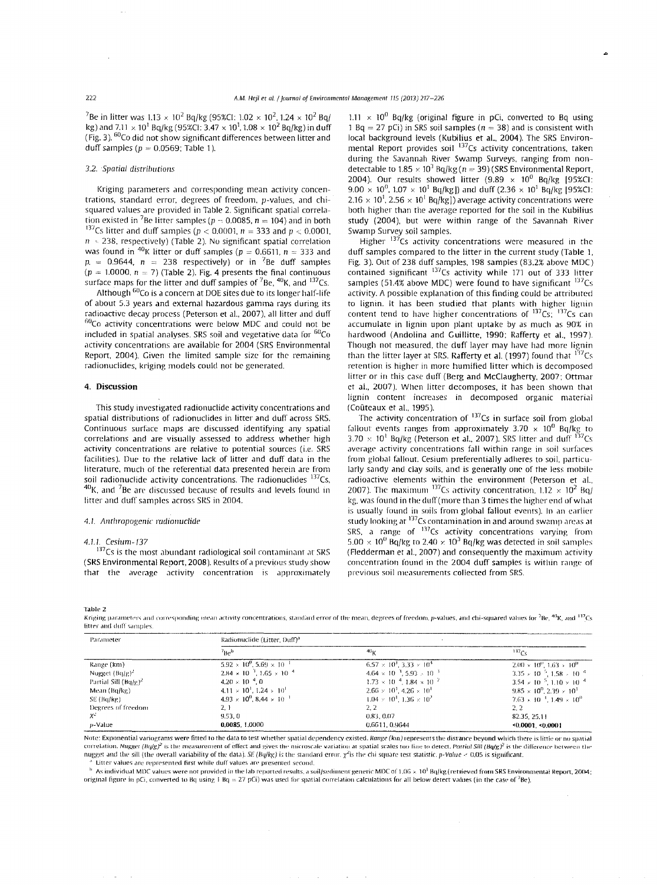$^7Be$ in litter was $1.13 \times 10^2$ Bq/kg (95%CI: $1.02 \times 10^2$, $1.24 \times 10^2$ Bq/kg) and $7.11 \times 10^1$ Bq/kg (95%CI: $3.47 \times 10^1$, $1.08 \times 10^2$ Bq/kg) in duff (Fig. 3). $^{60}Co$ did not show significant differences between litter and duff samples ($p = 0.0569$; Table 1).

### 3.2. Spatial distributions

Kriging parameters and corresponding mean activity concentrations, standard error, degrees of freedom, p-values, and chi-squared values are provided in Table 2. Significant spatial correlation existed in $^7Be$ litter samples ($p = 0.0085$, $n = 104$) and in both $^{137}Cs$ litter and duff samples ($p < 0.0001$, $n = 333$ and $p < 0.0001$, $n = 238$, respectively) (Table 2). No significant spatial correlation was found in $^{40}K$ litter or duff samples ($p = 0.6611$, $n = 333$ and $p = 0.9644$, $n = 238$ respectively) or in $^7Be$ duff samples ($p = 1.0000$, $n = 7$) (Table 2). Fig. 4 presents the final continuous surface maps for the litter and duff samples of $^7Be$, $^{40}K$, and $^{137}Cs$.

Although $^{60}Co$ is a concern at DOE sites due to its longer half-life of about 5.3 years and external hazardous gamma rays during its radioactive decay process (Peterson et al., 2007), all litter and duff $^{60}Co$ activity concentrations were below MDC and could not be included in spatial analyses. SRS soil and vegetative data for $^{60}Co$ activity concentrations are available for 2004 (SRS Environmental Report, 2004). Given the limited sample size for the remaining radionuclides, kriging models could not be generated.

## 4. Discussion

This study investigated radionuclide activity concentrations and spatial distributions of radionuclides in litter and duff across SRS. Continuous surface maps are discussed identifying any spatial correlations and are visually assessed to address whether high activity concentrations are relative to potential sources (i.e. SRS facilities). Due to the relative lack of litter and duff data in the literature, much of the referential data presented herein are from soil radionuclide activity concentrations. The radionuclides $^{137}Cs$, $^{40}K$, and $^7Be$ are discussed because of results and levels found in litter and duff samples across SRS in 2004.

### 4.1. Anthropogenic radionuclide

#### 4.1.1. Cesium-137

$^{137}Cs$ is the most abundant radiological soil contaminant at SRS (SRS Environmental Report, 2008). Results of a previous study show that the average activity concentration is approximately $1.11 \times 10^0$ Bq/kg (original figure in pCi, converted to Bq using 1 Bq = 27 pCi) in SRS soil samples ($n = 38$) and is consistent with local background levels (Kubilius et al., 2004). The SRS Environmental Report provides soil $^{137}Cs$ activity concentrations, taken during the Savannah River Swamp Surveys, ranging from non-detectable to $1.85 \times 10^3$ Bq/kg ($n = 39$) (SRS Environmental Report, 2004). Our results showed litter ($9.89 \times 10^0$ Bq/kg [95%CI: $9.00 \times 10^0$, $1.07 \times 10^1$ Bq/kg]) and duff ($2.36 \times 10^1$ Bq/kg [95%CI: $2.16 \times 10^1$, $2.56 \times 10^1$ Bq/kg]) average activity concentrations were both higher than the average reported for the soil in the Kubilius study (2004), but were within range of the Savannah River Swamp Survey soil samples.

Higher $^{137}Cs$ activity concentrations were measured in the duff samples compared to the litter in the current study (Table 1, Fig. 3). Out of 238 duff samples, 198 samples (83.2% above MDC) contained significant $^{137}Cs$ activity while 171 out of 333 litter samples (51.4% above MDC) were found to have significant $^{137}Cs$ activity. A possible explanation of this finding could be attributed to lignin. It has been studied that plants with higher lignin content tend to have higher concentrations of $^{137}Cs$; $^{137}Cs$ can accumulate in lignin upon plant uptake by as much as 90% in hardwood (Andolina and Guillitte, 1990; Rafferty et al., 1997). Though not measured, the duff layer may have had more lignin than the litter layer at SRS. Rafferty et al. (1997) found that $^{137}Cs$ retention is higher in more humified litter which is decomposed litter or in this case duff (Berg and McClaugherty, 2007; Ottmar et al., 2007). When litter decomposes, it has been shown that lignin content increases in decomposed organic material (Coûteaux et al., 1995).

The activity concentration of $^{137}Cs$ in surface soil from global fallout events ranges from approximately $3.70 \times 10^0$ Bq/kg to $3.70 \times 10^1$ Bq/kg (Peterson et al., 2007). SRS litter and duff $^{137}Cs$ average activity concentrations fall within range in soil surfaces from global fallout. Cesium preferentially adheres to soil, particularly sandy and clay soils, and is generally one of the less mobile radioactive elements within the environment (Peterson et al., 2007). The maximum $^{137}Cs$ activity concentration, $1.12 \times 10^2$ Bq/kg, was found in the duff (more than 3 times the higher end of what is usually found in soils from global fallout events). In an earlier study looking at $^{137}Cs$ contamination in and around swamp areas at SRS, a range of $^{137}Cs$ activity concentrations varying from $5.00 \times 10^0$ Bq/kg to $2.40 \times 10^3$ Bq/kg was detected in soil samples (Fledderman et al., 2007) and consequently the maximum activity concentration found in the 2004 duff samples is within range of previous soil measurements collected from SRS.

**Table 2**
Kriging parameters and corresponding mean activity concentrations, standard error of the mean, degrees of freedom, p-values, and chi-squared values for $^7Be$, $^{40}K$, and $^{137}Cs$ litter and duff samples.

| Parameter | Radionuclide (Litter, Duff)[a] | | |
|---|---|---|---|
| | $^7Be$[b] | $^{40}K$ | $^{137}Cs$ |
| Range (km) | $5.92 \times 10^0$, $5.69 \times 10^{-1}$ | $6.57 \times 10^1$, $3.33 \times 10^4$ | $2.00 \times 10^0$, $1.63 \times 10^0$ |
| Nugget $(Bq/g)^2$ | $2.84 \times 10^{-3}$, $1.65 \times 10^{-4}$ | $4.64 \times 10^{-3}$, $5.93 \times 10^{-3}$ | $3.35 \times 10^{-5}$, $1.58 \times 10^{-4}$ |
| Partial Sill $(Bq/g)^2$ | $4.20 \times 10^{-4}$, 0 | $1.73 \times 10^{-4}$, $1.84 \times 10^{-2}$ | $3.54 \times 10^{-5}$, $1.10 \times 10^{-4}$ |
| Mean (Bq/kg) | $4.11 \times 10^1$, $1.24 \times 10^1$ | $2.66 \times 10^1$, $4.26 \times 10^1$ | $9.85 \times 10^0$, $2.39 \times 10^1$ |
| SE (Bq/kg) | $4.93 \times 10^0$, $8.44 \times 10^{-1}$ | $1.04 \times 10^1$, $1.36 \times 10^1$ | $7.63 \times 10^{-1}$, $1.49 \times 10^0$ |
| Degrees of freedom | 2, 1 | 2, 2 | 2, 2 |
| $\chi^2$ | 9.53, 0 | 0.83, 0.07 | 82.35, 25.11 |
| p-Value | **0.0085**, 1.0000 | 0.6611, 0.9644 | **<0.0001**, **<0.0001** |

Note: Exponential variograms were fitted to the data to test whether spatial dependency existed. *Range (km)* represents the distance beyond which there is little or no spatial correlation. *Nugget (Bq/g)*$^2$ is the measurement of effect and gives the microscale variation at spatial scales too fine to detect. *Partial Sill (Bq/g)*$^2$ is the difference between the nugget and the sill (the overall variability of the data). *SE (Bq/kg)* is the standard error. $\chi^2$ is the chi square test statistic. *p-Value* < 0.05 is significant.
[a] Litter values are represented first while duff values are presented second.
[b] As individual MDC values were not provided in the lab reported results, a soil/sediment generic MDC of $1.06 \times 10^1$ Bq/kg (retrieved from SRS Environmental Report, 2004; original figure in pCi, converted to Bq using 1 Bq = 27 pCi) was used for spatial correlation calculations for all below detect values (in the case of $^7Be$).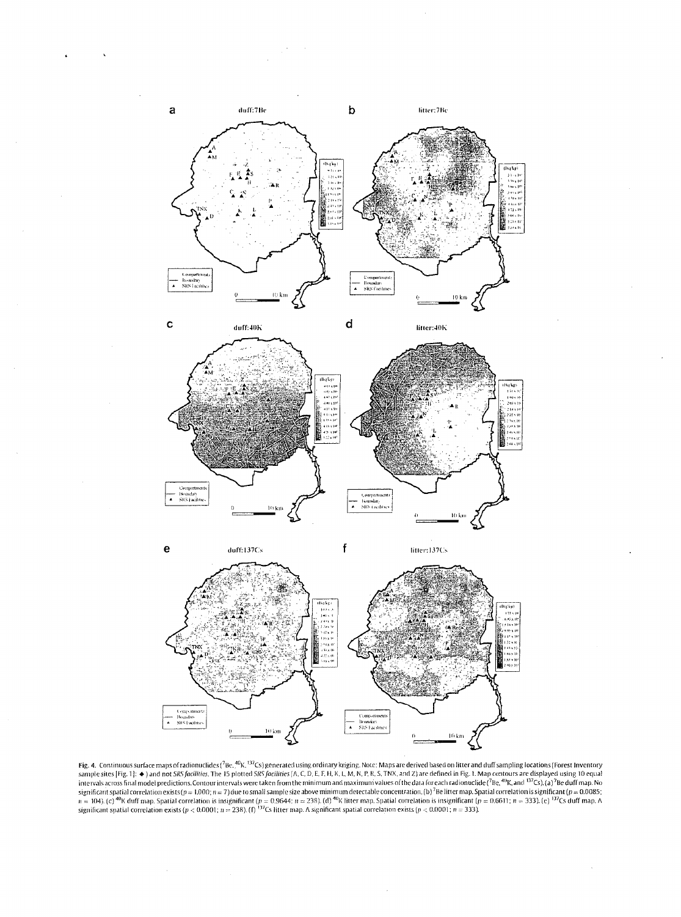**Fig. 4.** Continuous surface maps of radionuclides ($^{7}Be$, $^{40}K$, $^{137}Cs$) generated using ordinary kriging. Note: Maps are derived based on litter and duff sampling locations (Forest Inventory sample sites [Fig. 1]: ◆) and not *SRS facilities*. The 15 plotted *SRS facilities* (A, C, D, E, F, H, K, L, M, N, P, R, S, TNX, and Z) are defined in Fig. 1. Map contours are displayed using 10 equal intervals across final model predictions. Contour intervals were taken from the minimum and maximum values of the data for each radionuclide ($^{7}Be$, $^{40}K$, and $^{137}Cs$). (a) $^{7}Be$ duff map. No significant spatial correlation exists ($p = 1.000$; $n = 7$) due to small sample size above minimum detectable concentration. (b) $^{7}Be$ litter map. Spatial correlation is significant ($p = 0.0085$; $n = 104$). (c) $^{40}K$ duff map. Spatial correlation is insignificant ($p = 0.9644$; $n = 238$). (d) $^{40}K$ litter map. Spatial correlation is insignificant ($p = 0.6611$; $n = 333$). (e) $^{137}Cs$ duff map. A significant spatial correlation exists ($p < 0.0001$; $n = 238$). (f) $^{137}Cs$ litter map. A significant spatial correlation exists ($p < 0.0001$; $n = 333$).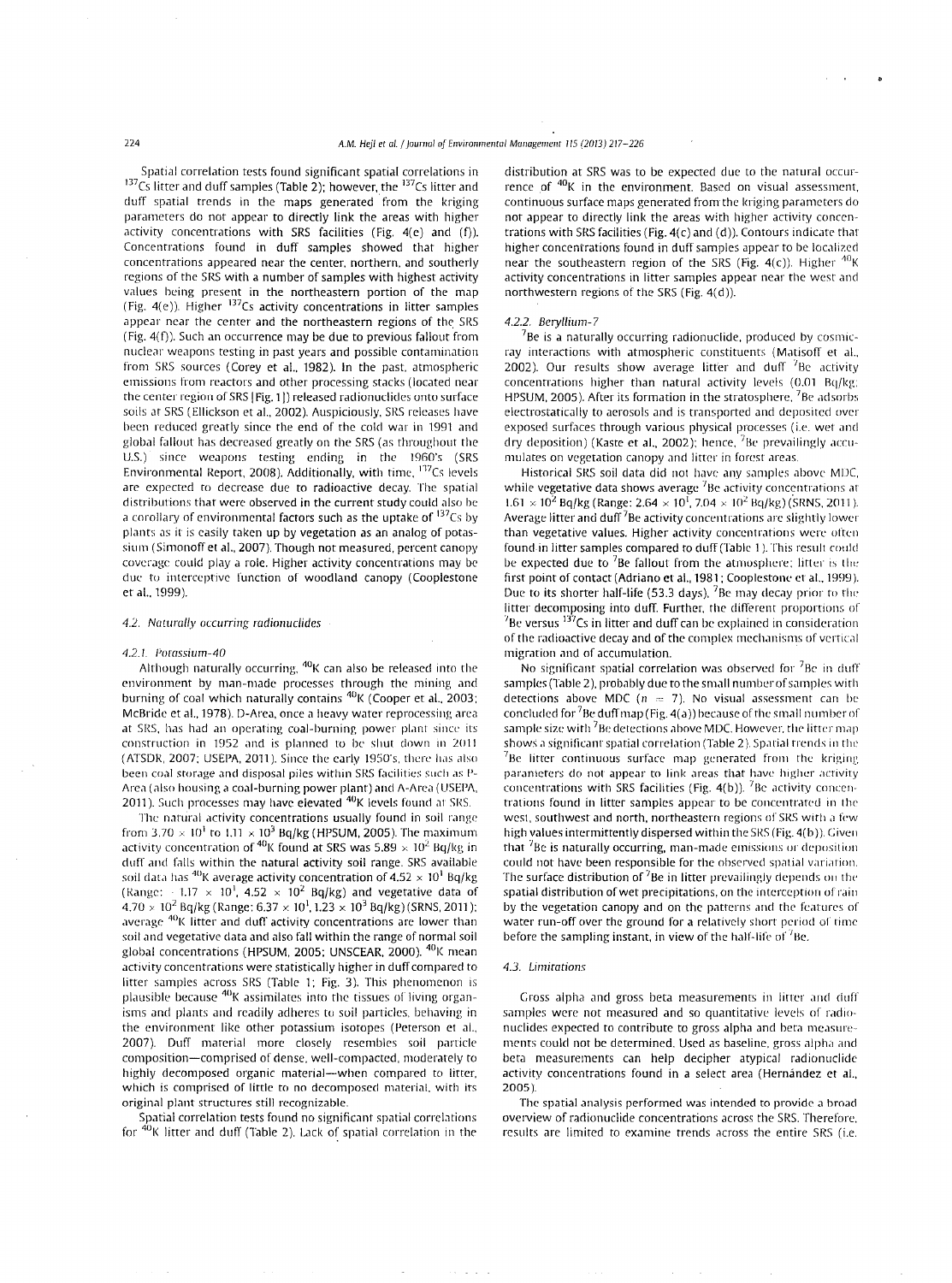Spatial correlation tests found significant spatial correlations in $^{137}$Cs litter and duff samples (Table 2); however, the $^{137}$Cs litter and duff spatial trends in the maps generated from the kriging parameters do not appear to directly link the areas with higher activity concentrations with SRS facilities (Fig. 4(e) and (f)). Concentrations found in duff samples showed that higher concentrations appeared near the center, northern, and southerly regions of the SRS with a number of samples with highest activity values being present in the northeastern portion of the map (Fig. 4(e)). Higher $^{137}$Cs activity concentrations in litter samples appear near the center and the northeastern regions of the SRS (Fig. 4(f)). Such an occurrence may be due to previous fallout from nuclear weapons testing in past years and possible contamination from SRS sources (Corey et al., 1982). In the past, atmospheric emissions from reactors and other processing stacks (located near the center region of SRS [Fig. 1]) released radionuclides onto surface soils at SRS (Ellickson et al., 2002). Auspiciously, SRS releases have been reduced greatly since the end of the cold war in 1991 and global fallout has decreased greatly on the SRS (as throughout the U.S.) since weapons testing ending in the 1960's (SRS Environmental Report, 2008). Additionally, with time, $^{137}$Cs levels are expected to decrease due to radioactive decay. The spatial distributions that were observed in the current study could also be a corollary of environmental factors such as the uptake of $^{137}$Cs by plants as it is easily taken up by vegetation as an analog of potassium (Simonoff et al., 2007). Though not measured, percent canopy coverage could play a role. Higher activity concentrations may be due to interceptive function of woodland canopy (Cooplestone et al., 1999).

### 4.2. Naturally occurring radionuclides

#### 4.2.1. Potassium-40

Although naturally occurring, $^{40}$K can also be released into the environment by man-made processes through the mining and burning of coal which naturally contains $^{40}$K (Cooper et al., 2003; McBride et al., 1978). D-Area, once a heavy water reprocessing area at SRS, has had an operating coal-burning power plant since its construction in 1952 and is planned to be shut down in 2011 (ATSDR, 2007; USEPA, 2011). Since the early 1950's, there has also been coal storage and disposal piles within SRS facilities such as P-Area (also housing a coal-burning power plant) and A-Area (USEPA, 2011). Such processes may have elevated $^{40}$K levels found at SRS.

The natural activity concentrations usually found in soil range from $3.70 \times 10^1$ to $1.11 \times 10^3$ Bq/kg (HPSUM, 2005). The maximum activity concentration of $^{40}$K found at SRS was $5.89 \times 10^2$ Bq/kg in duff and falls within the natural activity soil range. SRS available soil data has $^{40}$K average activity concentration of $4.52 \times 10^1$ Bq/kg (Range: $-1.17 \times 10^1$, $4.52 \times 10^2$ Bq/kg) and vegetative data of $4.70 \times 10^2$ Bq/kg (Range: $6.37 \times 10^1$, $1.23 \times 10^3$ Bq/kg) (SRNS, 2011); average $^{40}$K litter and duff activity concentrations are lower than soil and vegetative data and also fall within the range of normal soil global concentrations (HPSUM, 2005; UNSCEAR, 2000). $^{40}$K mean activity concentrations were statistically higher in duff compared to litter samples across SRS (Table 1; Fig. 3). This phenomenon is plausible because $^{40}$K assimilates into the tissues of living organisms and plants and readily adheres to soil particles, behaving in the environment like other potassium isotopes (Peterson et al., 2007). Duff material more closely resembles soil particle composition—comprised of dense, well-compacted, moderately to highly decomposed organic material—when compared to litter, which is comprised of little to no decomposed material, with its original plant structures still recognizable.

Spatial correlation tests found no significant spatial correlations for $^{40}$K litter and duff (Table 2). Lack of spatial correlation in the distribution at SRS was to be expected due to the natural occurrence of $^{40}$K in the environment. Based on visual assessment, continuous surface maps generated from the kriging parameters do not appear to directly link the areas with higher activity concentrations with SRS facilities (Fig. 4(c) and (d)). Contours indicate that higher concentrations found in duff samples appear to be localized near the southeastern region of the SRS (Fig. 4(c)). Higher $^{40}$K activity concentrations in litter samples appear near the west and northwestern regions of the SRS (Fig. 4(d)).

#### 4.2.2. Beryllium-7

$^{7}$Be is a naturally occurring radionuclide, produced by cosmic-ray interactions with atmospheric constituents (Matisoff et al., 2002). Our results show average litter and duff $^{7}$Be activity concentrations higher than natural activity levels (0.01 Bq/kg; HPSUM, 2005). After its formation in the stratosphere, $^{7}$Be adsorbs electrostatically to aerosols and is transported and deposited over exposed surfaces through various physical processes (i.e. wet and dry deposition) (Kaste et al., 2002); hence, $^{7}$Be prevailingly accumulates on vegetation canopy and litter in forest areas.

Historical SRS soil data did not have any samples above MDC, while vegetative data shows average $^{7}$Be activity concentrations at $1.61 \times 10^2$ Bq/kg (Range: $2.64 \times 10^1$, $7.04 \times 10^2$ Bq/kg) (SRNS, 2011). Average litter and duff $^{7}$Be activity concentrations are slightly lower than vegetative values. Higher activity concentrations were often found in litter samples compared to duff (Table 1). This result could be expected due to $^{7}$Be fallout from the atmosphere; litter is the first point of contact (Adriano et al., 1981; Cooplestone et al., 1999). Due to its shorter half-life (53.3 days), $^{7}$Be may decay prior to the litter decomposing into duff. Further, the different proportions of $^{7}$Be versus $^{137}$Cs in litter and duff can be explained in consideration of the radioactive decay and of the complex mechanisms of vertical migration and of accumulation.

No significant spatial correlation was observed for $^{7}$Be in duff samples (Table 2), probably due to the small number of samples with detections above MDC ($n = 7$). No visual assessment can be concluded for $^{7}$Be duff map (Fig. 4(a)) because of the small number of sample size with $^{7}$Be detections above MDC. However, the litter map shows a significant spatial correlation (Table 2). Spatial trends in the $^{7}$Be litter continuous surface map generated from the kriging parameters do not appear to link areas that have higher activity concentrations with SRS facilities (Fig. 4(b)). $^{7}$Be activity concentrations found in litter samples appear to be concentrated in the west, southwest and north, northeastern regions of SRS with a few high values intermittently dispersed within the SRS (Fig. 4(b)). Given that $^{7}$Be is naturally occurring, man-made emissions or deposition could not have been responsible for the observed spatial variation. The surface distribution of $^{7}$Be in litter prevailingly depends on the spatial distribution of wet precipitations, on the interception of rain by the vegetation canopy and on the patterns and the features of water run-off over the ground for a relatively short period of time before the sampling instant, in view of the half-life of $^{7}$Be.

### 4.3. Limitations

Gross alpha and gross beta measurements in litter and duff samples were not measured and so quantitative levels of radionuclides expected to contribute to gross alpha and beta measurements could not be determined. Used as baseline, gross alpha and beta measurements can help decipher atypical radionuclide activity concentrations found in a select area (Hernández et al., 2005).

The spatial analysis performed was intended to provide a broad overview of radionuclide concentrations across the SRS. Therefore, results are limited to examine trends across the entire SRS (i.e.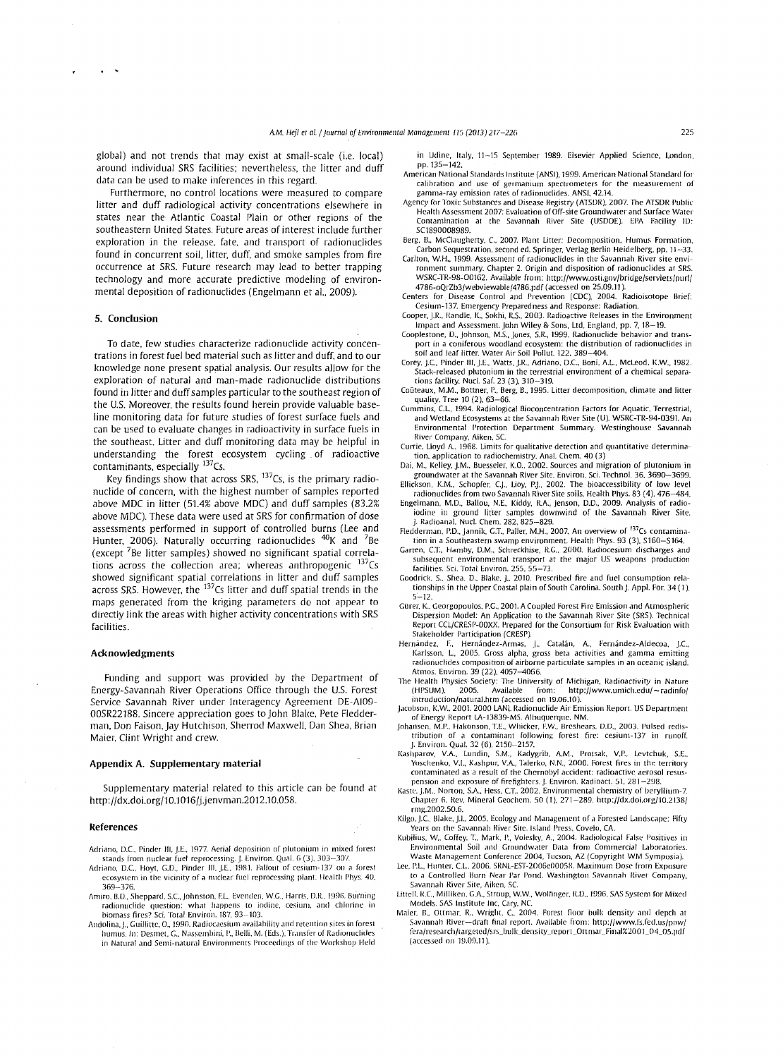global) and not trends that may exist at small-scale (i.e. local) around individual SRS facilities; nevertheless, the litter and duff data can be used to make inferences in this regard.

Furthermore, no control locations were measured to compare litter and duff radiological activity concentrations elsewhere in states near the Atlantic Coastal Plain or other regions of the southeastern United States. Future areas of interest include further exploration in the release, fate, and transport of radionuclides found in concurrent soil, litter, duff, and smoke samples from fire occurrence at SRS. Future research may lead to better trapping technology and more accurate predictive modeling of environmental deposition of radionuclides (Engelmann et al., 2009).

## 5. Conclusion

To date, few studies characterize radionuclide activity concentrations in forest fuel bed material such as litter and duff, and to our knowledge none present spatial analysis. Our results allow for the exploration of natural and man-made radionuclide distributions found in litter and duff samples particular to the southeast region of the U.S. Moreover, the results found herein provide valuable baseline monitoring data for future studies of forest surface fuels and can be used to evaluate changes in radioactivity in surface fuels in the southeast. Litter and duff monitoring data may be helpful in understanding the forest ecosystem cycling of radioactive contaminants, especially $^{137}$Cs.

Key findings show that across SRS, $^{137}$Cs, is the primary radionuclide of concern, with the highest number of samples reported above MDC in litter (51.4% above MDC) and duff samples (83.2% above MDC). These data were used at SRS for confirmation of dose assessments performed in support of controlled burns (Lee and Hunter, 2006). Naturally occurring radionuclides $^{40}$K and $^{7}$Be (except $^{7}$Be litter samples) showed no significant spatial correlations across the collection area; whereas anthropogenic $^{137}$Cs showed significant spatial correlations in litter and duff samples across SRS. However, the $^{137}$Cs litter and duff spatial trends in the maps generated from the kriging parameters do not appear to directly link the areas with higher activity concentrations with SRS facilities.

## Acknowledgments

Funding and support was provided by the Department of Energy-Savannah River Operations Office through the U.S. Forest Service Savannah River under Interagency Agreement DE-AI09-00SR22188. Sincere appreciation goes to John Blake, Pete Fledderman, Don Faison, Jay Hutchison, Sherrod Maxwell, Dan Shea, Brian Maier, Clint Wright and crew.

## Appendix A. Supplementary material

Supplementary material related to this article can be found at http://dx.doi.org/10.1016/j.jenvman.2012.10.058.

## References

Adriano, D.C., Pinder III, J.E., 1977. Aerial deposition of plutonium in mixed forest stands from nuclear fuel reprocessing. J. Environ. Qual. 6 (3), 303–307.

Adriano, D.C., Hoyt, G.D., Pinder III, J.E., 1981. Fallout of cesium-137 on a forest ecosystem in the vicinity of a nuclear fuel reprocessing plant. Health Phys. 40, 369–376.

Amiro, B.D., Sheppard, S.C., Johnston, F.L., Evenden, W.G., Harris, D.R., 1996. Burning radionuclide question: what happens to iodine, cesium, and chlorine in biomass fires? Sci. Total Environ. 187, 93–103.

Andolina, J., Guillitte, O., 1990. Radiocaesium availability and retention sites in forest humus. In: Desmet, G., Nassembini, P., Belli, M. (Eds.), Transfer of Radionuclides in Natural and Semi-natural Environments Proceedings of the Workshop Held in Udine, Italy, 11–15 September 1989. Elsevier Applied Science, London, pp. 135–142.

American National Standards Institute (ANSI), 1999. American National Standard for calibration and use of germanium spectrometers for the measurement of gamma-ray emission rates of radionuclides. ANSI, 42.14.

Agency for Toxic Substances and Disease Registry (ATSDR), 2007. The ATSDR Public Health Assessment 2007: Evaluation of Off-site Groundwater and Surface Water Contamination at the Savannah River Site (USDOE). EPA Facility ID: SC1890008989.

Berg, B., McClaugherty, C., 2007. Plant Litter: Decomposition, Humus Formation, Carbon Sequestration, second ed. Springer, Verlag Berlin Heidelberg, pp. 11–33.

Carlton, W.H., 1999. Assessment of radionuclides in the Savannah River site environment summary. Chapter 2. Origin and disposition of radionuclides at SRS. WSRC-TR-98-00162. Available from: http://www.osti.gov/bridge/servlets/purl/4786-oQrZb3/webviewable/4786.pdf (accessed on 25.09.11).

Centers for Disease Control and Prevention (CDC), 2004. Radioisotope Brief: Cesium-137. Emergency Preparedness and Response: Radiation.

Cooper, J.R., Randle, K., Sokhi, R.S., 2003. Radioactive Releases in the Environment Impact and Assessment. John Wiley & Sons, Ltd, England, pp. 7, 18–19.

Cooplestone, D., Johnson, M.S., Jones, S.R., 1999. Radionuclide behavior and transport in a coniferous woodland ecosystem: the distribution of radionuclides in soil and leaf litter. Water Air Soil Pollut. 122, 389–404.

Corey, J.C., Pinder III, J.E., Watts, J.R., Adriano, D.C., Boni, A.L., McLeod, K.W., 1982. Stack-released plutonium in the terrestrial environment of a chemical separations facility. Nucl. Saf. 23 (3), 310–319.

Coûteaux, M.M., Bottner, P., Berg, B., 1995. Litter decomposition, climate and litter quality. Tree 10 (2), 63–66.

Cummins, C.L., 1994. Radiological Bioconcentration Factors for Aquatic, Terrestrial, and Wetland Ecosystems at the Savannah River Site (U). WSRC-TR-94-0391. An Environmental Protection Department Summary. Westinghouse Savannah River Company, Aiken, SC.

Currie, Lloyd A., 1968. Limits for qualitative detection and quantitative determination, application to radiochemistry. Anal. Chem. 40 (3)

Dai, M., Kelley, J.M., Buesseler, K.O., 2002. Sources and migration of plutonium in groundwater at the Savannah River Site. Environ. Sci. Technol. 36, 3690–3699.

Ellickson, K.M., Schopfer, C.J., Lioy, P.J., 2002. The bioaccessibility of low level radionuclides from two Savannah River Site soils. Health Phys. 83 (4), 476–484.

Engelmann, M.D., Ballou, N.E., Kiddy, R.A., Jenson, D.D., 2009. Analysis of radioiodine in ground litter samples downwind of the Savannah River Site. J. Radioanal. Nucl. Chem. 282, 825–829.

Fledderman, P.D., Jannik, G.T., Paller, M.H., 2007. An overview of $^{137}$Cs contamination in a Southeastern swamp environment. Health Phys. 93 (3), S160–S164.

Garten, C.T., Hamby, D.M., Schreckhise, R.G., 2000. Radiocesium discharges and subsequent environmental transport at the major US weapons production facilities. Sci. Total Environ. 255, 55–73.

Goodrick, S., Shea, D., Blake, J., 2010. Prescribed fire and fuel consumption relationships in the Upper Coastal plain of South Carolina. South J. Appl. For. 34 (1), 5–12.

Gürer, K., Georgopoulos, P.G., 2001. A Coupled Forest Fire Emission and Atmospheric Dispersion Model: An Application to the Savannah River Site (SRS). Technical Report CCL/CRESP-00XX. Prepared for the Consortium for Risk Evaluation with Stakeholder Participation (CRESP).

Hernández, F., Hernández-Armas, J., Catalán, A., Fernández-Aldecoa, J.C., Karlsson, L., 2005. Gross alpha, gross beta activities and gamma emitting radionuclides composition of airborne particulate samples in an oceanic island. Atmos. Environ. 39 (22), 4057–4066.

The Health Physics Society: The University of Michigan, Radioactivity in Nature (HPSUM), 2005. Available from: http://www.umich.edu/~radinfo/introduction/natural.htm (accessed on 19.06.10).

Jacobson, K.W., 2001. 2000 LANL Radionuclide Air Emission Report. US Department of Energy Report LA-13839-MS. Albuquerque, NM.

Johansen, M.P., Hakonson, T.E., Whicker, F.W., Breshears, D.D., 2003. Pulsed redistribution of a contaminant following forest fire: cesium-137 in runoff. J. Environ. Qual. 32 (6), 2150–2157.

Kashparov, V.A., Lundin, S.M., Kadygrib, A.M., Protsak, V.P., Levtchuk, S.E., Yoschenko, V.I., Kashpur, V.A., Talerko, N.N., 2000. Forest fires in the territory contaminated as a result of the Chernobyl accident: radioactive aerosol resuspension and exposure of firefighters. J. Environ. Radioact. 51, 281–298.

Kaste, J.M., Norton, S.A., Hess, C.T., 2002. Environmental chemistry of beryllium-7. Chapter 6. Rev. Mineral Geochem. 50 (1), 271–289. http://dx.doi.org/10.2138/rmg.2002.50.6.

Kilgo, J.C., Blake, J.I., 2005. Ecology and Management of a Forested Landscape: Fifty Years on the Savannah River Site. Island Press, Covelo, CA.

Kubilius, W., Coffey, T., Mark, P., Volesky, A., 2004. Radiological False Positives in Environmental Soil and Groundwater Data from Commercial Laboratories. Waste Management Conference 2004, Tucson, AZ (Copyright WM Symposia).

Lee, P.L., Hunter, C.L., 2006. SRNL-EST-2006e00058. Maximum Dose from Exposure to a Controlled Burn Near Par Pond. Washington Savannah River Company, Savannah River Site, Aiken, SC.

Littell, R.C., Milliken, G.A., Stroup, W.W., Wolfinger, R.D., 1996. SAS System for Mixed Models. SAS Institute Inc, Cary, NC.

Maier, B., Ottmar, R., Wright, C., 2004. Forest floor bulk density and depth at Savannah River—draft final report. Available from: http://www.fs.fed.us/pnw/fera/research/targeted/srs_bulk_density_report_Ottmar_Final%2001_04_05.pdf (accessed on 19.09.11).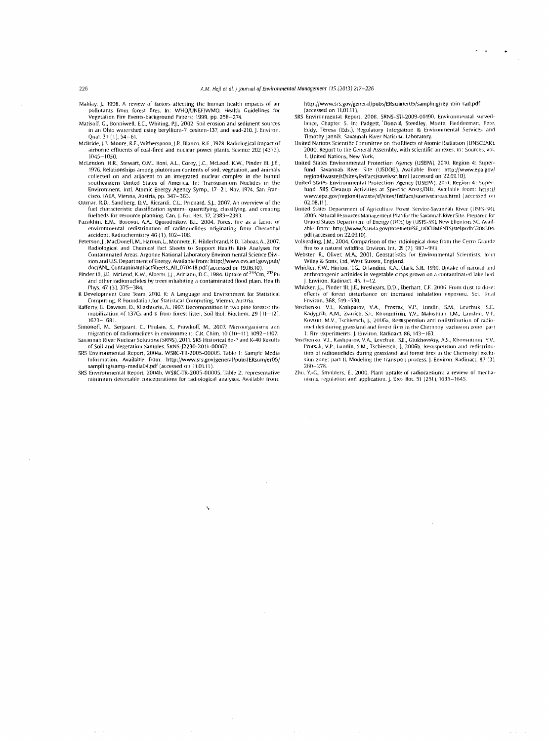Malilay, J., 1998. A review of factors affecting the human health impacts of air pollutants from forest fires. In: WHO/UNEF/WMO. Health Guidelines for Vegetation Fire Events-background Papers: 1999, pp. 258–274.

Matisoff, G., Bonniwell, E.C., Whiting, P.J., 2002. Soil erosion and sediment sources in an Ohio watershed using beryllium-7, cesium-137, and lead-210. J. Environ. Qual. 31 (1), 54–61.

McBride, J.P., Moore, R.E., Witherspoon, J.P., Blanco, R.E., 1978. Radiological impact of airborne effluents of coal-fired and nuclear power plants. Science 202 (4372), 1045–1050.

McLendon, H.R., Stewart, O.M., Boni, A.L., Corey, J.C., McLeod, K.W., Pinder III, J.E., 1976. Relationships among plutonium contents of soil, vegetation, and animals collected on and adjacent to an integrated nuclear complex in the humid southeastern United States of America. In: Transuranium Nuclides in the Environment. Intl. Atomic Energy Agency Symp., 17–21. Nov. 1974. San Francisco. IAEA, Vienna, Austria, pp. 347–363.

Ottmar, R.D., Sandberg, D.V., Riccardi, C.L., Prichard, S.J., 2007. An overview of the fuel characteristic classification system- quantifying, classifying, and creating fuelbeds for resource planning. Can. J. For. Res. 37, 2383–2393.

Pazukhin, E.M., Borovoi, A.A., Ogorodnikov, B.I., 2004. Forest fire as a factor of environmental redistribution of radionuclides originating from Chernobyl accident. Radiochemistry 46 (1), 102–106.

Peterson, J., MacDonell, M., Haroun, L., Monnette, F., Hilderbrand, R.D., Taboas, A., 2007. Radiological and Chemical Fact Sheets to Support Health Risk Analyses for Contaminated Areas. Argonne National Laboratory Environmental Science Division and U.S. Department of Energy. Available from: http://www.evs.anl.gov/pub/doc/ANL_ContaminantFactSheets_All_070418.pdf (accessed on 19.06.10).

Pinder III, J.E., McLeod, K.W., Alberts, J.J., Adriano, D.C., 1984. Uptake of $^{244}$Cm, $^{238}$Pu and other radionuclides by trees inhabiting a contaminated flood plain. Health Phys. 47 (3), 375–384.

R Development Core Team, 2010. R: A Language and Environment for Statistical Computing. R Foundation for Statistical Computing, Vienna, Austria.

Rafferty, B., Dawson, D., Kliashtorin, A., 1997. Decomposition in two pine forests: the mobilization of 137Cs and K from forest litter. Soil Biol. Biochem. 29 (11–12), 1673–1681.

Simonoff, M., Sergeant, C., Poulain, S., Pravikoff, M., 2007. Microorganisms and migration of radionuclides in environment. C.R. Chim. 10 (10–11), 1092–1107.

Savannah River Nuclear Solutions (SRNS), 2011. SRS Historical Be-7 and K-40 Results of Soil and Vegetation Samples. SRNS-J2230-2011-00062.

SRS Environmental Report, 2004a. WSRC-TR-2005-00005. Table 1: Sample Media Information. Available from: http://www.srs.gov/general/pubs/ERsum/er05/sampling/samp-media04.pdf (accessed on 11.01.11).

SRS Environmental Report, 2004b. WSRC-TR-2005-00005. Table 2: representative minimum detectable concentrations for radiological analyses. Available from: http://www.srs.gov/general/pubs/ERsum/er05/sampling/rep-min-rad.pdf (accessed on 11.01.11).

SRS Environmental Report, 2008. SRNS-STI-2009-00190. Environmental surveillance, Chapter 5. In: Padgett, Donald, Steedley, Monte, Fledderman, Pete, Eddy, Teresa (Eds.), Regulatory Integration & Environmental Services and Timothy Jannik. Savannah River National Laboratory.

United Nations Scientific Committee on the Effects of Atomic Radiation (UNSCEAR), 2000. Report to the General Assembly, with scientific annexes. In: Sources, vol. 1. United Nations, New York.

United States Environmental Protection Agency (USEPA), 2010. Region 4: Superfund. Savannah River Site (USDOE). Available from: http://www.epa.gov/region4/waste/sf/sites/fedfacs/savrivsc.html (accessed on 22.09.10).

United States Environmental Protection Agency (USEPA), 2011. Region 4: Superfund. SRS Cleanup Activities at Specific Areas/OUs. Available from: http://www.epa.gov/region4/waste/sf/sites/fedfacs/savrivscareas.html (accessed on 02.08.11).

United States Department of Agriculture Forest Service-Savannah River (USFS-SR), 2005. Natural Resources Management Plan for the Savannah River Site. Prepared for United States Department of Energy (DOE) by (USFS-SR). New Ellenton, SC. Available from: http://www.fs.usda.gov/Internet/FSE_DOCUMENTS/stelprdb5208304.pdf (accessed on 22.09.10).

Volkerding, J.M., 2004. Comparison of the radiological dose from the Cerro Grande fire to a natural wildfire. Environ. Int. 29 (7), 987–993.

Webster, R., Oliver, M.A., 2001. Geostatistics for Environmental Scientists. John Wiley & Sons, Ltd, West Sussex, England.

Whicker, F.W., Hinton, T.G., Orlandini, K.A., Clark, S.B., 1999. Uptake of natural and anthropogenic actinides in vegetable crops grown on a contaminated lake bed. J. Environ. Radioact. 45, 1–12.

Whicker, J.J., Pinder III, J.E., Breshears, D.D., Eberhart, C.F., 2006. From dust to dose: effects of forest disturbance on increased inhalation exposure. Sci. Total Environ. 368, 519–530.

Yoschenko, V.I., Kashparov, V.A., Protsak, V.P., Lundin, S.M., Levchuk, S.E., Kadygrib, A.M., Zvarich, S.I., Khomutinin, Y.V., Maloshtan, I.M., Lanshin, V.P., Kovtun, M.V., Tschiersch, J., 2006a. Resuspension and redistribution of radionuclides during grassland and forest fires in the Chernobyl exclusion zone: part 1. Fire experiments. J. Environ. Radioact. 86, 143–163.

Yoschenko, V.I., Kashparov, V.A., Levchuk, S.E., Glukhovskiy, A.S., Khomutinin, Y.V., Protsak, V.P., Lundin, S.M., Tschiersch, J., 2006b. Resuspension and redistribution of radionuclides during grassland and forest fires in the Chernobyl exclusion zone: part II. Modeling the transport process. J. Environ. Radioact. 87 (3), 260–278.

Zhu, Y.-G., Smolders, E., 2000. Plant uptake of radiocaesium: a review of mechanisms, regulation and application. J. Exp. Bot. 51 (251), 1635–1645.